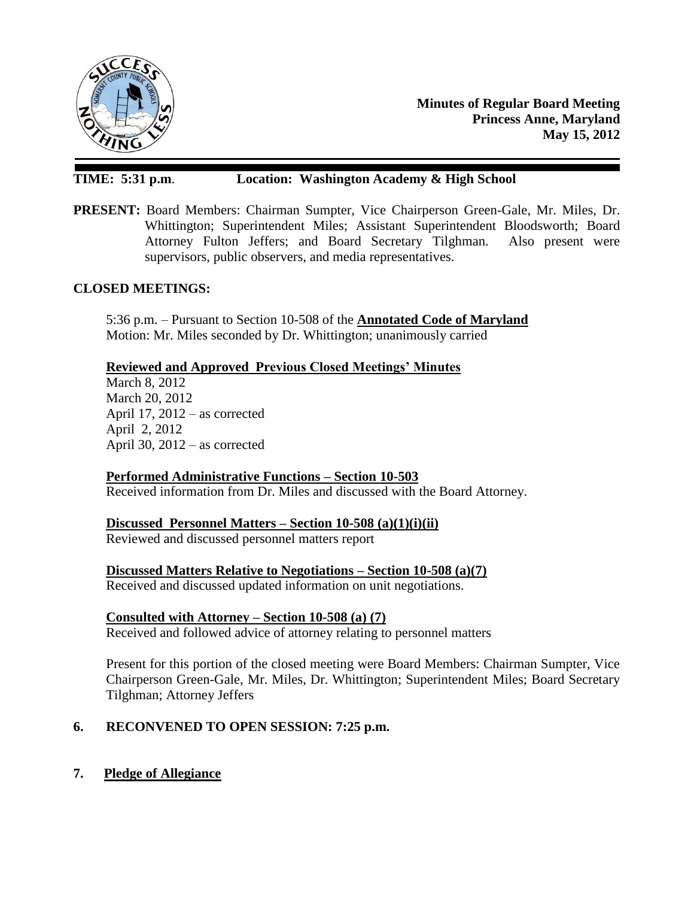**Minutes of Regular Board Meeting**
**Princess Anne, Maryland**
**May 15, 2012**

**TIME: 5:31 p.m**. **Location: Washington Academy & High School**

**PRESENT:** Board Members: Chairman Sumpter, Vice Chairperson Green-Gale, Mr. Miles, Dr. Whittington; Superintendent Miles; Assistant Superintendent Bloodsworth; Board Attorney Fulton Jeffers; and Board Secretary Tilghman. Also present were supervisors, public observers, and media representatives.

**CLOSED MEETINGS:**

5:36 p.m. – Pursuant to Section 10-508 of the **Annotated Code of Maryland**
Motion: Mr. Miles seconded by Dr. Whittington; unanimously carried

**Reviewed and Approved Previous Closed Meetings' Minutes**

March 8, 2012
March 20, 2012
April 17, 2012 – as corrected
April 2, 2012
April 30, 2012 – as corrected

**Performed Administrative Functions – Section 10-503**

Received information from Dr. Miles and discussed with the Board Attorney.

**Discussed Personnel Matters – Section 10-508 (a)(1)(i)(ii)**

Reviewed and discussed personnel matters report

**Discussed Matters Relative to Negotiations – Section 10-508 (a)(7)**

Received and discussed updated information on unit negotiations.

**Consulted with Attorney – Section 10-508 (a) (7)**

Received and followed advice of attorney relating to personnel matters

Present for this portion of the closed meeting were Board Members: Chairman Sumpter, Vice Chairperson Green-Gale, Mr. Miles, Dr. Whittington; Superintendent Miles; Board Secretary Tilghman; Attorney Jeffers

**6. RECONVENED TO OPEN SESSION: 7:25 p.m.**

**7. Pledge of Allegiance**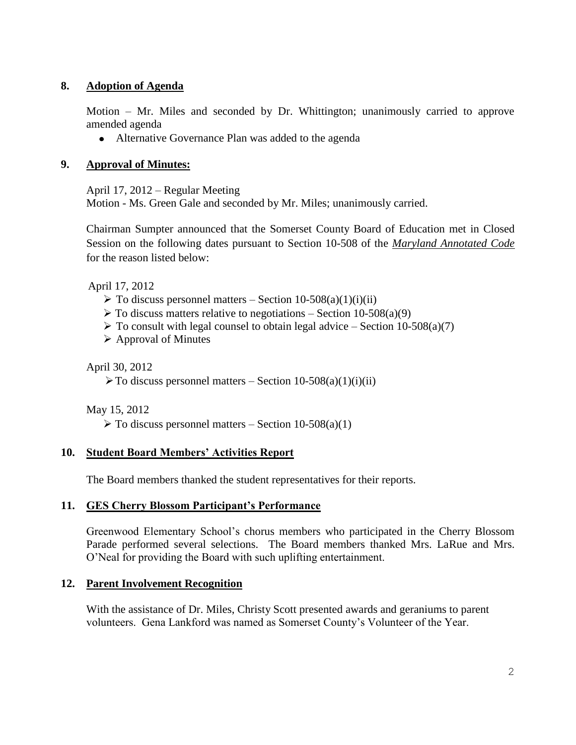## 8. Adoption of Agenda

Motion – Mr. Miles and seconded by Dr. Whittington; unanimously carried to approve amended agenda

- Alternative Governance Plan was added to the agenda

## 9. Approval of Minutes:

April 17, 2012 – Regular Meeting
Motion - Ms. Green Gale and seconded by Mr. Miles; unanimously carried.

Chairman Sumpter announced that the Somerset County Board of Education met in Closed Session on the following dates pursuant to Section 10-508 of the ***Maryland Annotated Code*** for the reason listed below:

April 17, 2012

- To discuss personnel matters – Section 10-508(a)(1)(i)(ii)
- To discuss matters relative to negotiations – Section 10-508(a)(9)
- To consult with legal counsel to obtain legal advice – Section 10-508(a)(7)
- Approval of Minutes

April 30, 2012

- To discuss personnel matters – Section 10-508(a)(1)(i)(ii)

May 15, 2012

- To discuss personnel matters – Section 10-508(a)(1)

## 10. Student Board Members' Activities Report

The Board members thanked the student representatives for their reports.

## 11. GES Cherry Blossom Participant's Performance

Greenwood Elementary School's chorus members who participated in the Cherry Blossom Parade performed several selections. The Board members thanked Mrs. LaRue and Mrs. O'Neal for providing the Board with such uplifting entertainment.

## 12. Parent Involvement Recognition

With the assistance of Dr. Miles, Christy Scott presented awards and geraniums to parent volunteers. Gena Lankford was named as Somerset County's Volunteer of the Year.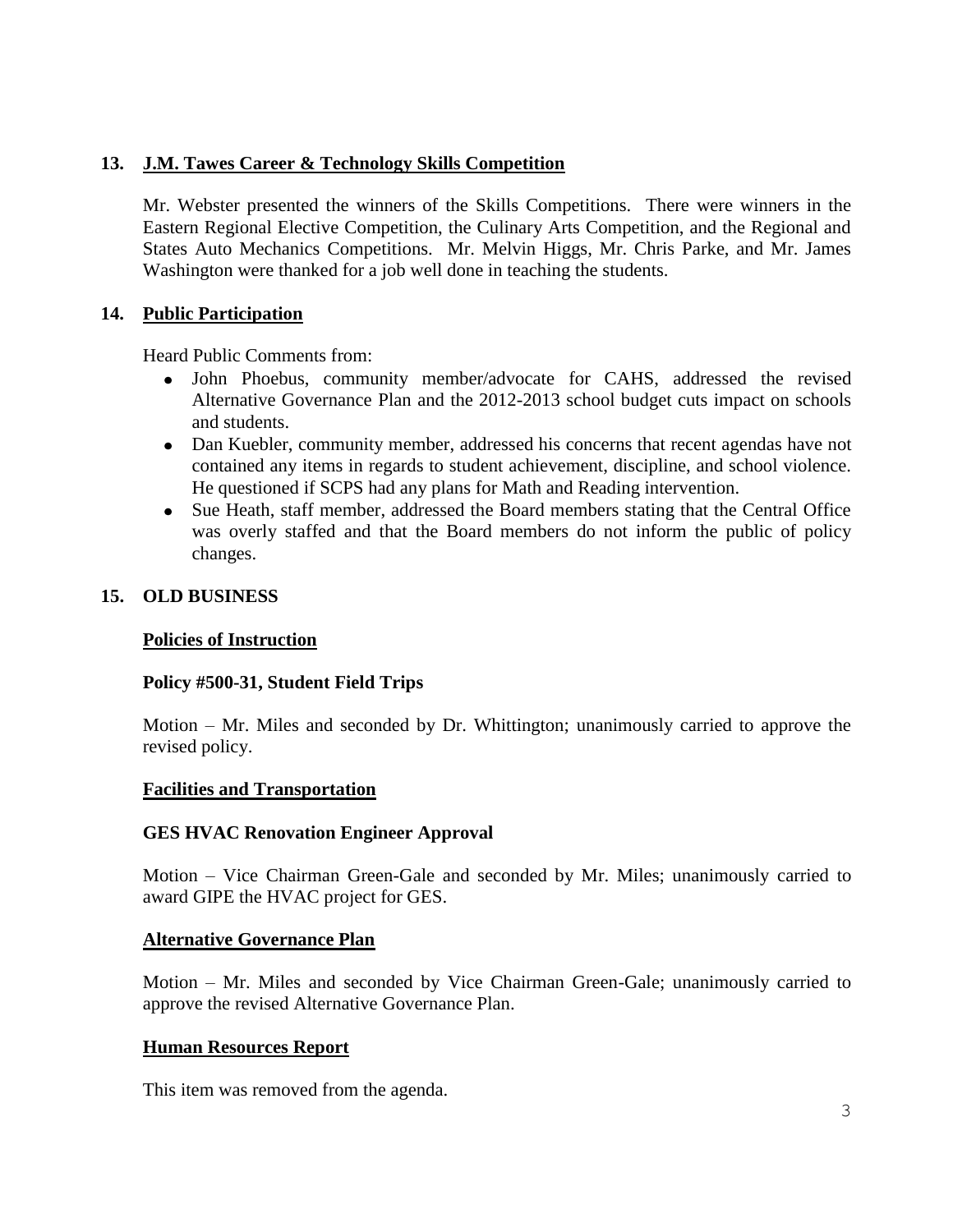## 13. J.M. Tawes Career & Technology Skills Competition

Mr. Webster presented the winners of the Skills Competitions. There were winners in the Eastern Regional Elective Competition, the Culinary Arts Competition, and the Regional and States Auto Mechanics Competitions. Mr. Melvin Higgs, Mr. Chris Parke, and Mr. James Washington were thanked for a job well done in teaching the students.

## 14. Public Participation

Heard Public Comments from:

- John Phoebus, community member/advocate for CAHS, addressed the revised Alternative Governance Plan and the 2012-2013 school budget cuts impact on schools and students.
- Dan Kuebler, community member, addressed his concerns that recent agendas have not contained any items in regards to student achievement, discipline, and school violence. He questioned if SCPS had any plans for Math and Reading intervention.
- Sue Heath, staff member, addressed the Board members stating that the Central Office was overly staffed and that the Board members do not inform the public of policy changes.

## 15. OLD BUSINESS

### Policies of Instruction

**Policy #500-31, Student Field Trips**

Motion – Mr. Miles and seconded by Dr. Whittington; unanimously carried to approve the revised policy.

### Facilities and Transportation

**GES HVAC Renovation Engineer Approval**

Motion – Vice Chairman Green-Gale and seconded by Mr. Miles; unanimously carried to award GIPE the HVAC project for GES.

### Alternative Governance Plan

Motion – Mr. Miles and seconded by Vice Chairman Green-Gale; unanimously carried to approve the revised Alternative Governance Plan.

### Human Resources Report

This item was removed from the agenda.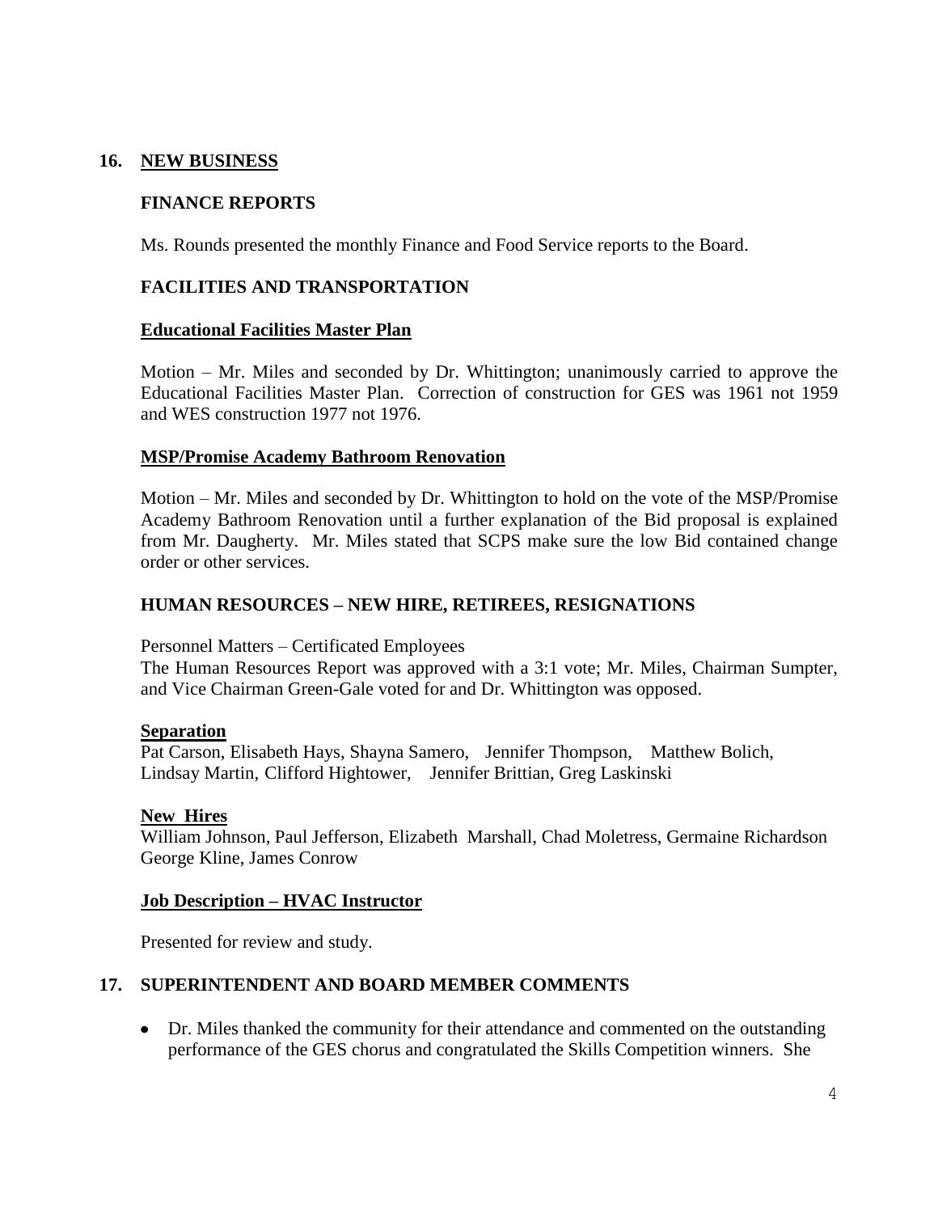## 16. NEW BUSINESS

### FINANCE REPORTS

Ms. Rounds presented the monthly Finance and Food Service reports to the Board.

### FACILITIES AND TRANSPORTATION

**Educational Facilities Master Plan**

Motion – Mr. Miles and seconded by Dr. Whittington; unanimously carried to approve the Educational Facilities Master Plan. Correction of construction for GES was 1961 not 1959 and WES construction 1977 not 1976.

**MSP/Promise Academy Bathroom Renovation**

Motion – Mr. Miles and seconded by Dr. Whittington to hold on the vote of the MSP/Promise Academy Bathroom Renovation until a further explanation of the Bid proposal is explained from Mr. Daugherty. Mr. Miles stated that SCPS make sure the low Bid contained change order or other services.

### HUMAN RESOURCES – NEW HIRE, RETIREES, RESIGNATIONS

Personnel Matters – Certificated Employees
The Human Resources Report was approved with a 3:1 vote; Mr. Miles, Chairman Sumpter, and Vice Chairman Green-Gale voted for and Dr. Whittington was opposed.

**Separation**
Pat Carson, Elisabeth Hays, Shayna Samero, Jennifer Thompson, Matthew Bolich, Lindsay Martin, Clifford Hightower, Jennifer Brittian, Greg Laskinski

**New Hires**
William Johnson, Paul Jefferson, Elizabeth Marshall, Chad Moletress, Germaine Richardson George Kline, James Conrow

**Job Description – HVAC Instructor**

Presented for review and study.

## 17. SUPERINTENDENT AND BOARD MEMBER COMMENTS

- Dr. Miles thanked the community for their attendance and commented on the outstanding performance of the GES chorus and congratulated the Skills Competition winners. She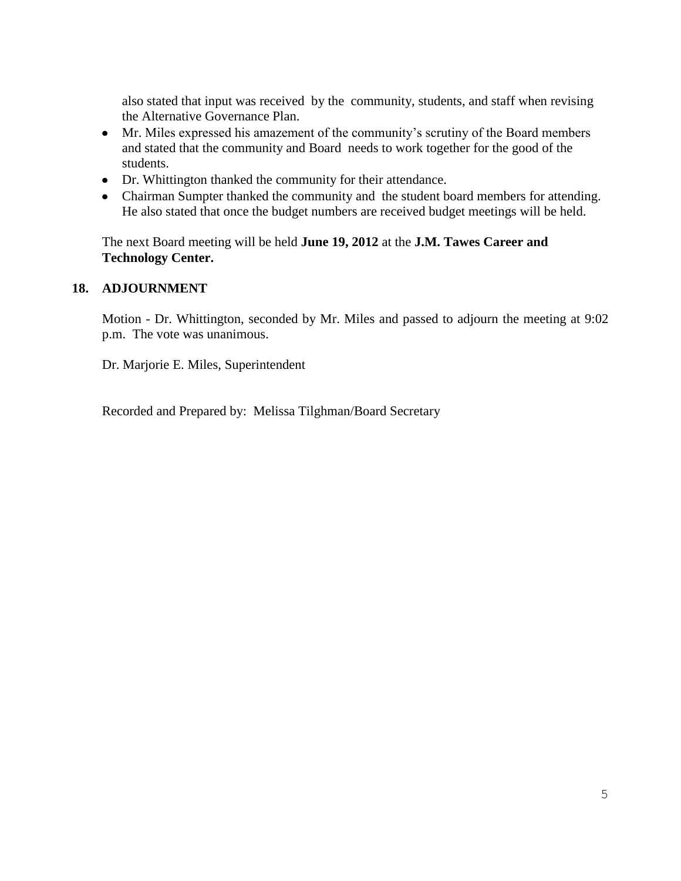also stated that input was received by the community, students, and staff when revising the Alternative Governance Plan.

- Mr. Miles expressed his amazement of the community's scrutiny of the Board members and stated that the community and Board needs to work together for the good of the students.
- Dr. Whittington thanked the community for their attendance.
- Chairman Sumpter thanked the community and the student board members for attending. He also stated that once the budget numbers are received budget meetings will be held.

The next Board meeting will be held **June 19, 2012** at the **J.M. Tawes Career and Technology Center.**

## 18. ADJOURNMENT

Motion - Dr. Whittington, seconded by Mr. Miles and passed to adjourn the meeting at 9:02 p.m. The vote was unanimous.

Dr. Marjorie E. Miles, Superintendent

Recorded and Prepared by: Melissa Tilghman/Board Secretary